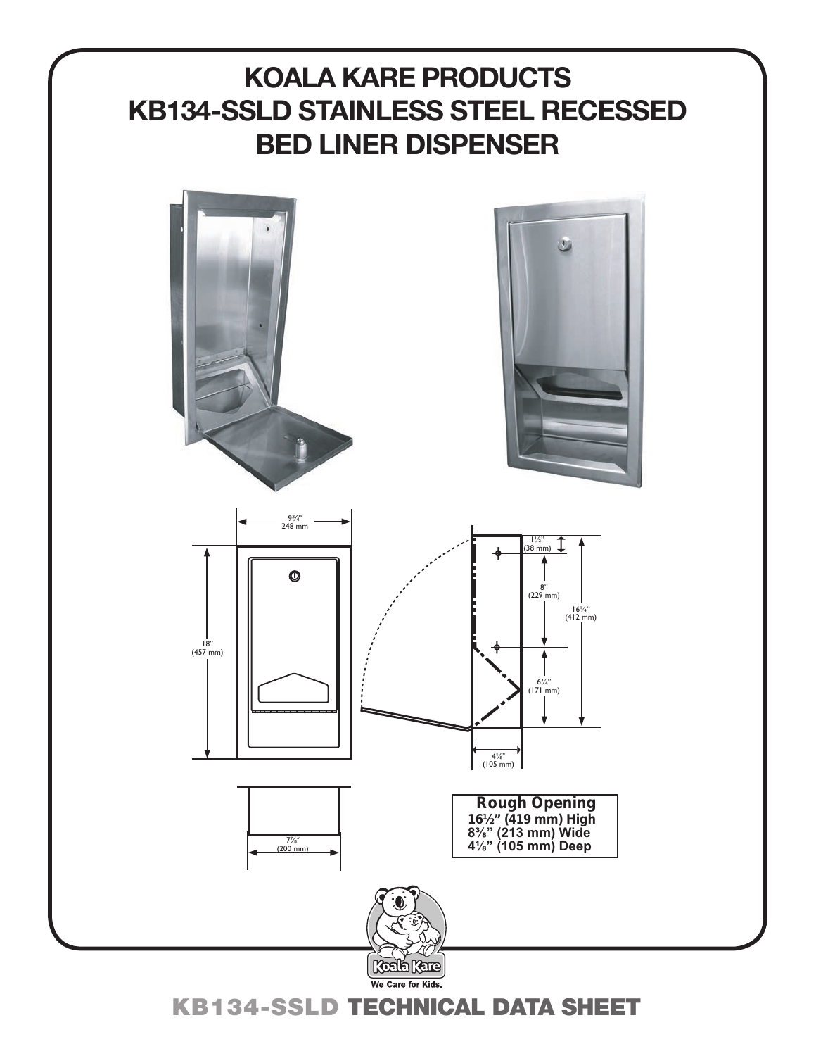# KOALA KARE PRODUCTS
# KB134-SSLD STAINLESS STEEL RECESSED BED LINER DISPENSER

9¾"
248 mm

18"
(457 mm)

7⅞"
(200 mm)

1½"
(38 mm)

8"
(229 mm)

16¼"
(412 mm)

6¾"
(171 mm)

4⅛"
(105 mm)

**Rough Opening**
**16½" (419 mm) High**
**8⅜" (213 mm) Wide**
**4⅛" (105 mm) Deep**

Koala Kare
We Care for Kids.

## KB134-SSLD TECHNICAL DATA SHEET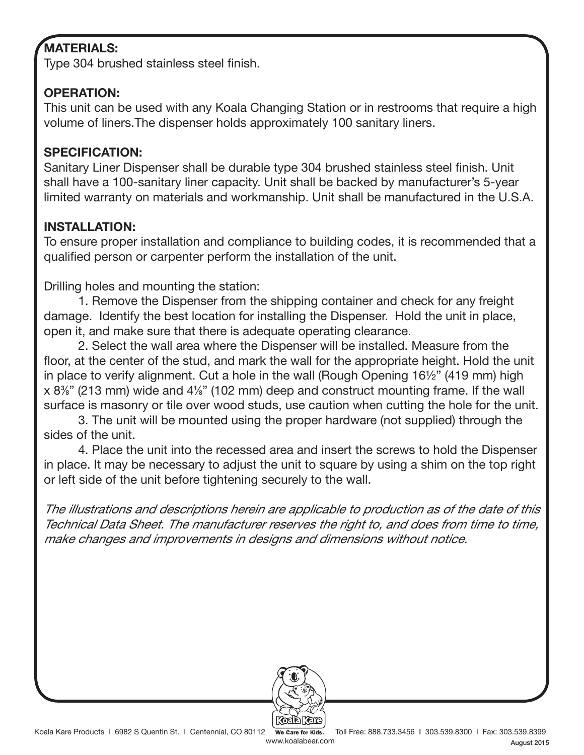**MATERIALS:**
Type 304 brushed stainless steel finish.

**OPERATION:**
This unit can be used with any Koala Changing Station or in restrooms that require a high volume of liners.The dispenser holds approximately 100 sanitary liners.

**SPECIFICATION:**
Sanitary Liner Dispenser shall be durable type 304 brushed stainless steel finish. Unit shall have a 100-sanitary liner capacity. Unit shall be backed by manufacturer's 5-year limited warranty on materials and workmanship. Unit shall be manufactured in the U.S.A.

**INSTALLATION:**
To ensure proper installation and compliance to building codes, it is recommended that a qualified person or carpenter perform the installation of the unit.

Drilling holes and mounting the station:

1. Remove the Dispenser from the shipping container and check for any freight damage. Identify the best location for installing the Dispenser. Hold the unit in place, open it, and make sure that there is adequate operating clearance.
2. Select the wall area where the Dispenser will be installed. Measure from the floor, at the center of the stud, and mark the wall for the appropriate height. Hold the unit in place to verify alignment. Cut a hole in the wall (Rough Opening 16½" (419 mm) high x 8⅜" (213 mm) wide and 4⅛" (102 mm) deep and construct mounting frame. If the wall surface is masonry or tile over wood studs, use caution when cutting the hole for the unit.
3. The unit will be mounted using the proper hardware (not supplied) through the sides of the unit.
4. Place the unit into the recessed area and insert the screws to hold the Dispenser in place. It may be necessary to adjust the unit to square by using a shim on the top right or left side of the unit before tightening securely to the wall.

*The illustrations and descriptions herein are applicable to production as of the date of this Technical Data Sheet. The manufacturer reserves the right to, and does from time to time, make changes and improvements in designs and dimensions without notice.*

Koala Kare Products I 6982 S Quentin St. I Centennial, CO 80112 We Care for Kids. Toll Free: 888.733.3456 I 303.539.8300 I Fax: 303.539.8399
www.koalabear.com
August 2015